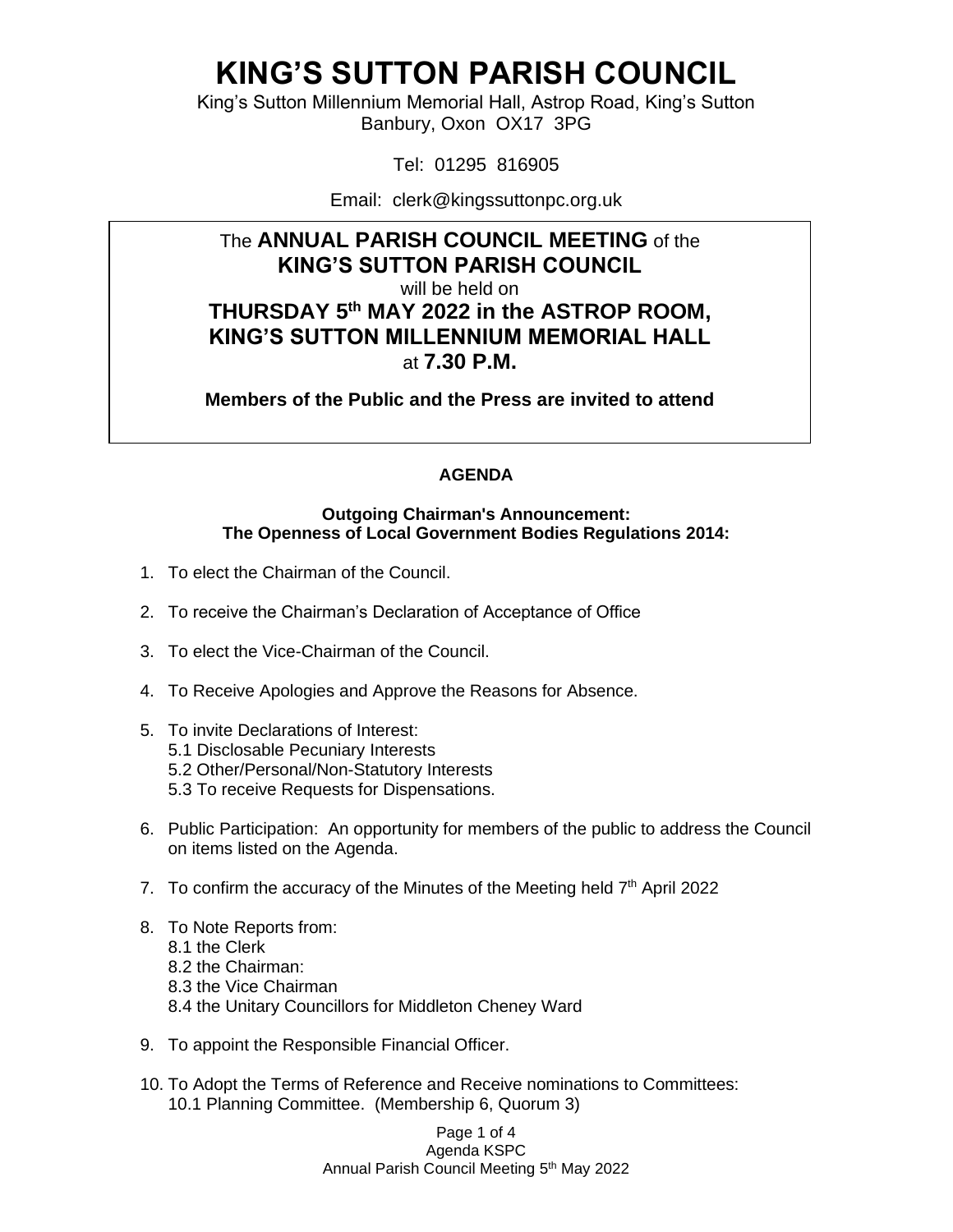# KING'S SUTTON PARISH COUNCIL

King's Sutton Millennium Memorial Hall, Astrop Road, King's Sutton
Banbury, Oxon OX17 3PG

Tel: 01295 816905

Email: clerk@kingssuttonpc.org.uk

The **ANNUAL PARISH COUNCIL MEETING** of the
**KING'S SUTTON PARISH COUNCIL**
will be held on
**THURSDAY 5th MAY 2022 in the ASTROP ROOM, KING'S SUTTON MILLENNIUM MEMORIAL HALL**
at **7.30 P.M.**

**Members of the Public and the Press are invited to attend**

## AGENDA

**Outgoing Chairman's Announcement:**
**The Openness of Local Government Bodies Regulations 2014:**

1. To elect the Chairman of the Council.
2. To receive the Chairman's Declaration of Acceptance of Office
3. To elect the Vice-Chairman of the Council.
4. To Receive Apologies and Approve the Reasons for Absence.
5. To invite Declarations of Interest:
   5.1 Disclosable Pecuniary Interests
   5.2 Other/Personal/Non-Statutory Interests
   5.3 To receive Requests for Dispensations.
6. Public Participation: An opportunity for members of the public to address the Council on items listed on the Agenda.
7. To confirm the accuracy of the Minutes of the Meeting held 7th April 2022
8. To Note Reports from:
   8.1 the Clerk
   8.2 the Chairman:
   8.3 the Vice Chairman
   8.4 the Unitary Councillors for Middleton Cheney Ward
9. To appoint the Responsible Financial Officer.
10. To Adopt the Terms of Reference and Receive nominations to Committees:
    10.1 Planning Committee. (Membership 6, Quorum 3)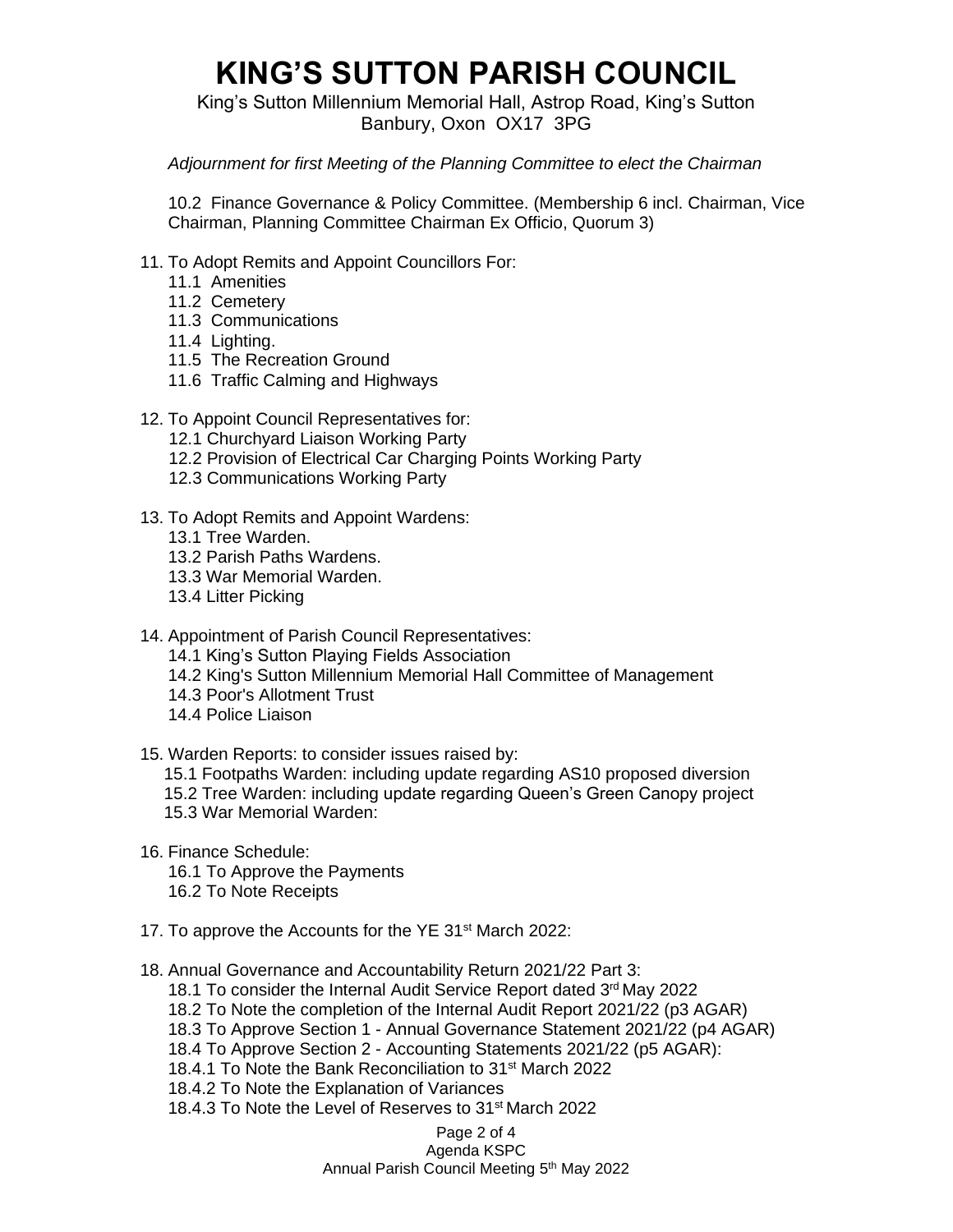# KING'S SUTTON PARISH COUNCIL

King's Sutton Millennium Memorial Hall, Astrop Road, King's Sutton
Banbury, Oxon OX17 3PG

*Adjournment for first Meeting of the Planning Committee to elect the Chairman*

10.2 Finance Governance & Policy Committee. (Membership 6 incl. Chairman, Vice Chairman, Planning Committee Chairman Ex Officio, Quorum 3)

11. To Adopt Remits and Appoint Councillors For:
    - 11.1 Amenities
    - 11.2 Cemetery
    - 11.3 Communications
    - 11.4 Lighting.
    - 11.5 The Recreation Ground
    - 11.6 Traffic Calming and Highways

12. To Appoint Council Representatives for:
    - 12.1 Churchyard Liaison Working Party
    - 12.2 Provision of Electrical Car Charging Points Working Party
    - 12.3 Communications Working Party

13. To Adopt Remits and Appoint Wardens:
    - 13.1 Tree Warden.
    - 13.2 Parish Paths Wardens.
    - 13.3 War Memorial Warden.
    - 13.4 Litter Picking

14. Appointment of Parish Council Representatives:
    - 14.1 King's Sutton Playing Fields Association
    - 14.2 King's Sutton Millennium Memorial Hall Committee of Management
    - 14.3 Poor's Allotment Trust
    - 14.4 Police Liaison

15. Warden Reports: to consider issues raised by:
    - 15.1 Footpaths Warden: including update regarding AS10 proposed diversion
    - 15.2 Tree Warden: including update regarding Queen's Green Canopy project
    - 15.3 War Memorial Warden:

16. Finance Schedule:
    - 16.1 To Approve the Payments
    - 16.2 To Note Receipts

17. To approve the Accounts for the YE 31st March 2022:

18. Annual Governance and Accountability Return 2021/22 Part 3:
    - 18.1 To consider the Internal Audit Service Report dated 3rd May 2022
    - 18.2 To Note the completion of the Internal Audit Report 2021/22 (p3 AGAR)
    - 18.3 To Approve Section 1 - Annual Governance Statement 2021/22 (p4 AGAR)
    - 18.4 To Approve Section 2 - Accounting Statements 2021/22 (p5 AGAR):
    - 18.4.1 To Note the Bank Reconciliation to 31st March 2022
    - 18.4.2 To Note the Explanation of Variances
    - 18.4.3 To Note the Level of Reserves to 31st March 2022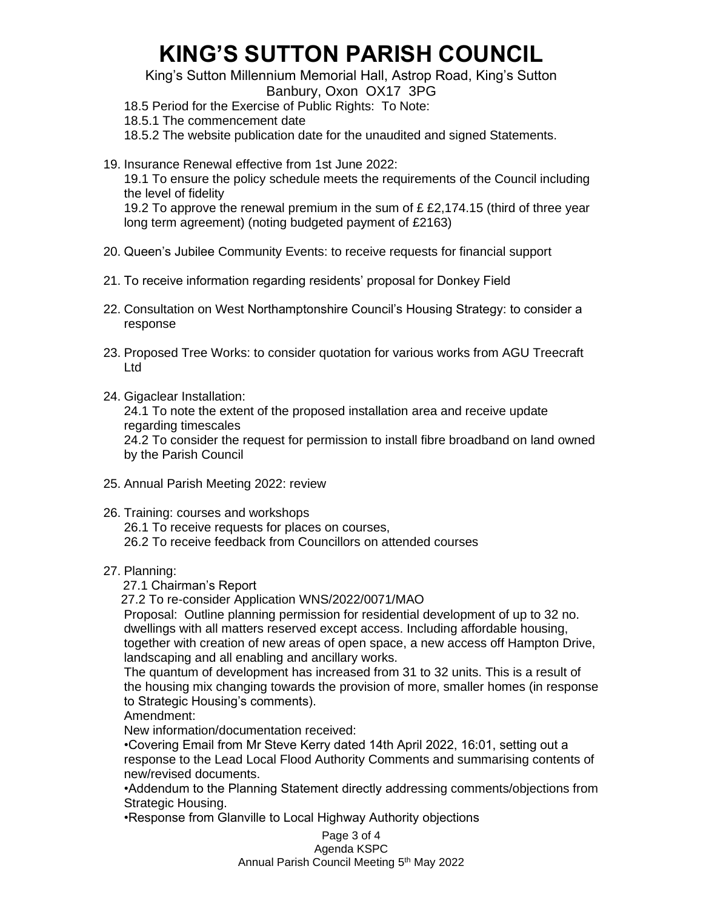# KING'S SUTTON PARISH COUNCIL

King's Sutton Millennium Memorial Hall, Astrop Road, King's Sutton
Banbury, Oxon OX17 3PG

18.5 Period for the Exercise of Public Rights: To Note:
18.5.1 The commencement date
18.5.2 The website publication date for the unaudited and signed Statements.

19. Insurance Renewal effective from 1st June 2022:
    19.1 To ensure the policy schedule meets the requirements of the Council including the level of fidelity
    19.2 To approve the renewal premium in the sum of £ £2,174.15 (third of three year long term agreement) (noting budgeted payment of £2163)

20. Queen's Jubilee Community Events: to receive requests for financial support

21. To receive information regarding residents' proposal for Donkey Field

22. Consultation on West Northamptonshire Council's Housing Strategy: to consider a response

23. Proposed Tree Works: to consider quotation for various works from AGU Treecraft Ltd

24. Gigaclear Installation:
    24.1 To note the extent of the proposed installation area and receive update regarding timescales
    24.2 To consider the request for permission to install fibre broadband on land owned by the Parish Council

25. Annual Parish Meeting 2022: review

26. Training: courses and workshops
    26.1 To receive requests for places on courses,
    26.2 To receive feedback from Councillors on attended courses

27. Planning:
    27.1 Chairman's Report
    27.2 To re-consider Application WNS/2022/0071/MAO
    Proposal: Outline planning permission for residential development of up to 32 no. dwellings with all matters reserved except access. Including affordable housing, together with creation of new areas of open space, a new access off Hampton Drive, landscaping and all enabling and ancillary works.
    The quantum of development has increased from 31 to 32 units. This is a result of the housing mix changing towards the provision of more, smaller homes (in response to Strategic Housing's comments).
    Amendment:
    New information/documentation received:
    •Covering Email from Mr Steve Kerry dated 14th April 2022, 16:01, setting out a response to the Lead Local Flood Authority Comments and summarising contents of new/revised documents.
    •Addendum to the Planning Statement directly addressing comments/objections from Strategic Housing.
    •Response from Glanville to Local Highway Authority objections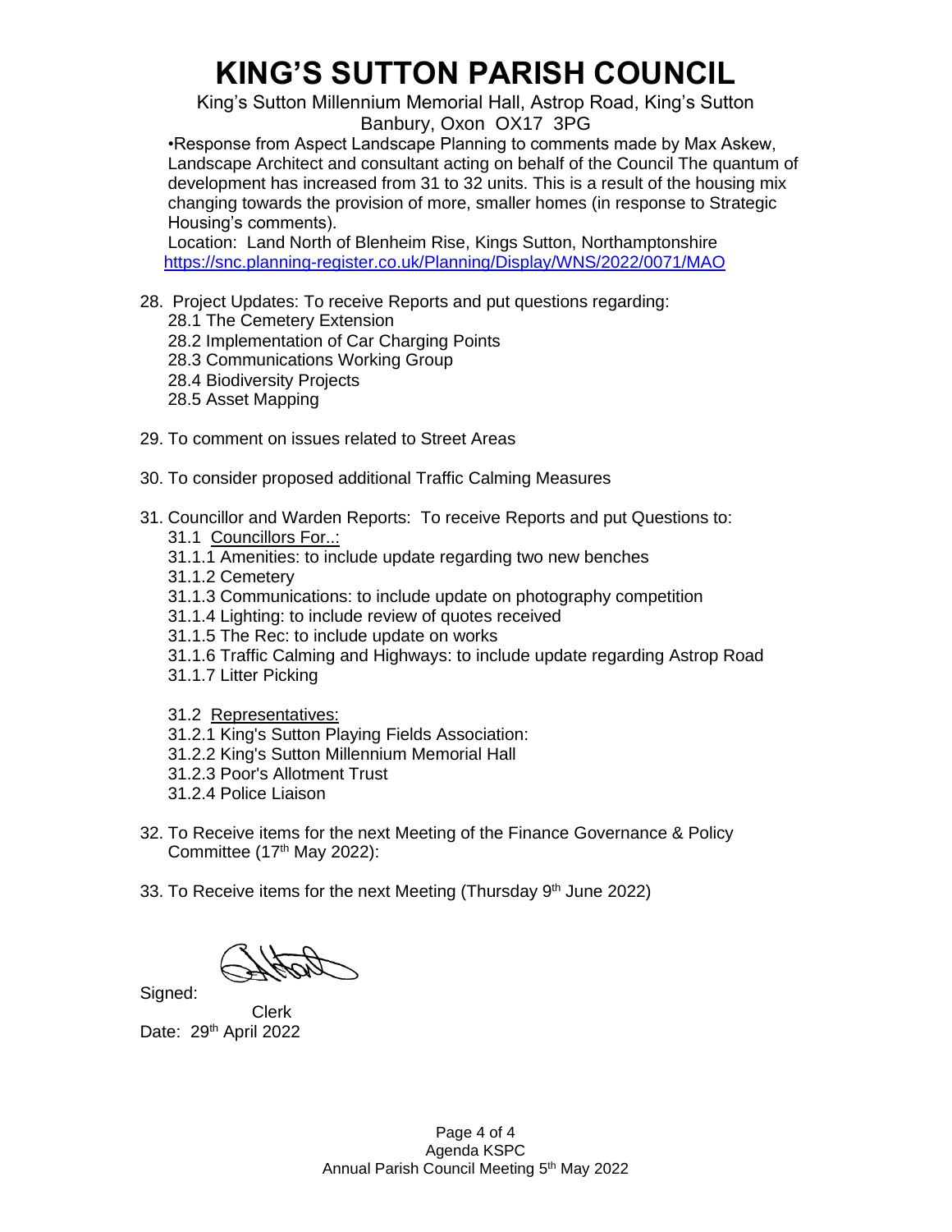# KING'S SUTTON PARISH COUNCIL

King's Sutton Millennium Memorial Hall, Astrop Road, King's Sutton
Banbury, Oxon OX17 3PG

•Response from Aspect Landscape Planning to comments made by Max Askew, Landscape Architect and consultant acting on behalf of the Council The quantum of development has increased from 31 to 32 units. This is a result of the housing mix changing towards the provision of more, smaller homes (in response to Strategic Housing's comments).

Location: Land North of Blenheim Rise, Kings Sutton, Northamptonshire
https://snc.planning-register.co.uk/Planning/Display/WNS/2022/0071/MAO

28. Project Updates: To receive Reports and put questions regarding:
    - 28.1 The Cemetery Extension
    - 28.2 Implementation of Car Charging Points
    - 28.3 Communications Working Group
    - 28.4 Biodiversity Projects
    - 28.5 Asset Mapping

29. To comment on issues related to Street Areas

30. To consider proposed additional Traffic Calming Measures

31. Councillor and Warden Reports: To receive Reports and put Questions to:
    - 31.1 Councillors For..:
    - 31.1.1 Amenities: to include update regarding two new benches
    - 31.1.2 Cemetery
    - 31.1.3 Communications: to include update on photography competition
    - 31.1.4 Lighting: to include review of quotes received
    - 31.1.5 The Rec: to include update on works
    - 31.1.6 Traffic Calming and Highways: to include update regarding Astrop Road
    - 31.1.7 Litter Picking

    - 31.2 Representatives:
    - 31.2.1 King's Sutton Playing Fields Association:
    - 31.2.2 King's Sutton Millennium Memorial Hall
    - 31.2.3 Poor's Allotment Trust
    - 31.2.4 Police Liaison

32. To Receive items for the next Meeting of the Finance Governance & Policy Committee (17th May 2022):

33. To Receive items for the next Meeting (Thursday 9th June 2022)

Signed:

Clerk

Date: 29th April 2022